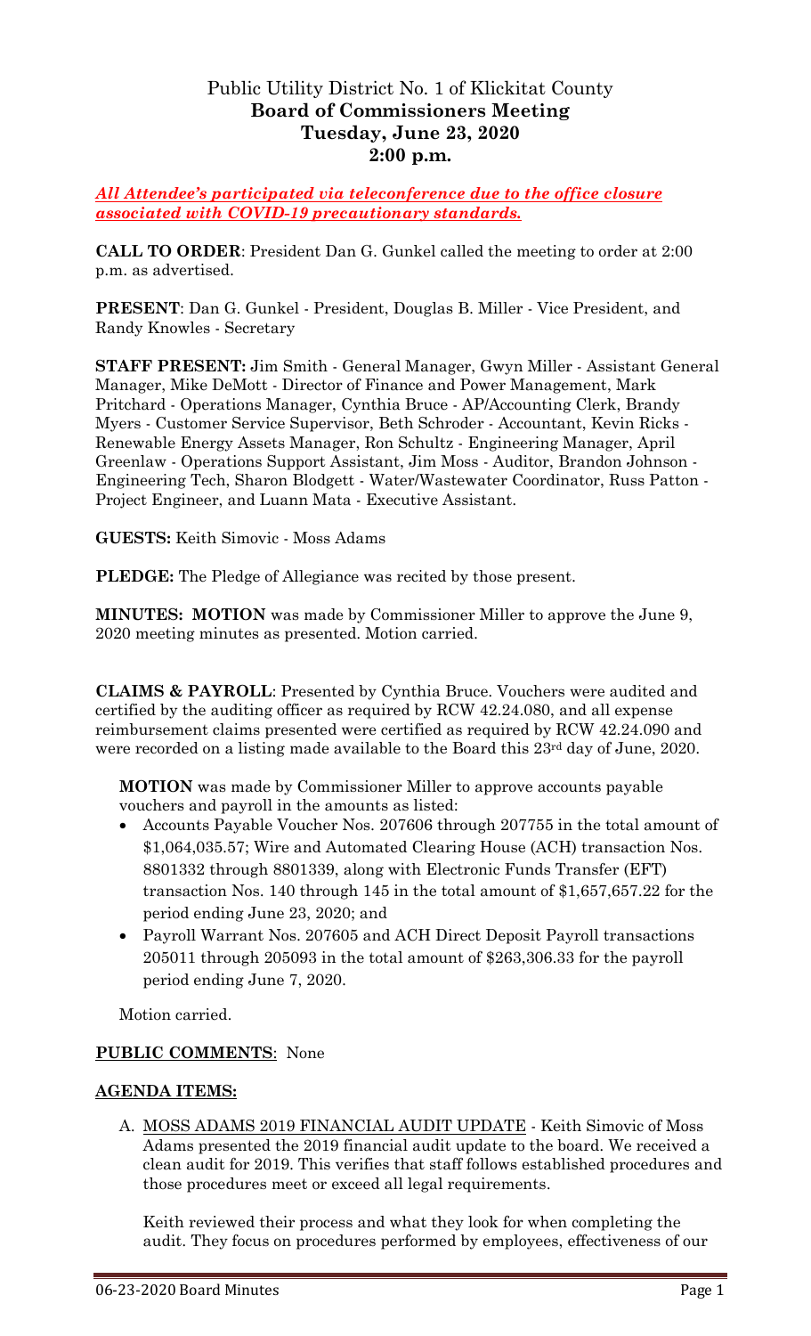# Public Utility District No. 1 of Klickitat County
## Board of Commissioners Meeting
## Tuesday, June 23, 2020
## 2:00 p.m.

***All Attendee's participated via teleconference due to the office closure associated with COVID-19 precautionary standards.***

**CALL TO ORDER**: President Dan G. Gunkel called the meeting to order at 2:00 p.m. as advertised.

**PRESENT**: Dan G. Gunkel - President, Douglas B. Miller - Vice President, and Randy Knowles - Secretary

**STAFF PRESENT:** Jim Smith - General Manager, Gwyn Miller - Assistant General Manager, Mike DeMott - Director of Finance and Power Management, Mark Pritchard - Operations Manager, Cynthia Bruce - AP/Accounting Clerk, Brandy Myers - Customer Service Supervisor, Beth Schroder - Accountant, Kevin Ricks - Renewable Energy Assets Manager, Ron Schultz - Engineering Manager, April Greenlaw - Operations Support Assistant, Jim Moss - Auditor, Brandon Johnson - Engineering Tech, Sharon Blodgett - Water/Wastewater Coordinator, Russ Patton - Project Engineer, and Luann Mata - Executive Assistant.

**GUESTS:** Keith Simovic - Moss Adams

**PLEDGE:** The Pledge of Allegiance was recited by those present.

**MINUTES: MOTION** was made by Commissioner Miller to approve the June 9, 2020 meeting minutes as presented. Motion carried.

**CLAIMS & PAYROLL**: Presented by Cynthia Bruce. Vouchers were audited and certified by the auditing officer as required by RCW 42.24.080, and all expense reimbursement claims presented were certified as required by RCW 42.24.090 and were recorded on a listing made available to the Board this 23rd day of June, 2020.

**MOTION** was made by Commissioner Miller to approve accounts payable vouchers and payroll in the amounts as listed:

- Accounts Payable Voucher Nos. 207606 through 207755 in the total amount of $1,064,035.57; Wire and Automated Clearing House (ACH) transaction Nos. 8801332 through 8801339, along with Electronic Funds Transfer (EFT) transaction Nos. 140 through 145 in the total amount of $1,657,657.22 for the period ending June 23, 2020; and
- Payroll Warrant Nos. 207605 and ACH Direct Deposit Payroll transactions 205011 through 205093 in the total amount of $263,306.33 for the payroll period ending June 7, 2020.

Motion carried.

**PUBLIC COMMENTS**: None

**AGENDA ITEMS:**

A. MOSS ADAMS 2019 FINANCIAL AUDIT UPDATE - Keith Simovic of Moss Adams presented the 2019 financial audit update to the board. We received a clean audit for 2019. This verifies that staff follows established procedures and those procedures meet or exceed all legal requirements.

Keith reviewed their process and what they look for when completing the audit. They focus on procedures performed by employees, effectiveness of our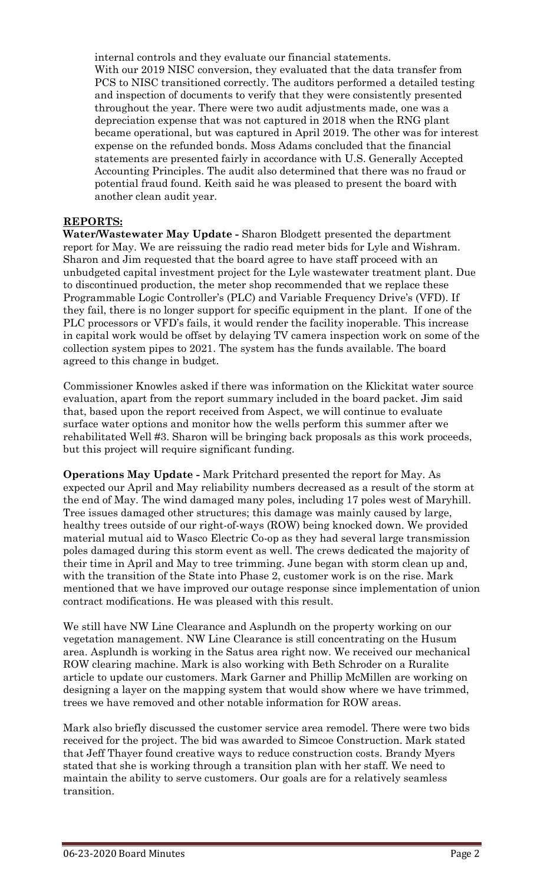internal controls and they evaluate our financial statements. With our 2019 NISC conversion, they evaluated that the data transfer from PCS to NISC transitioned correctly. The auditors performed a detailed testing and inspection of documents to verify that they were consistently presented throughout the year. There were two audit adjustments made, one was a depreciation expense that was not captured in 2018 when the RNG plant became operational, but was captured in April 2019. The other was for interest expense on the refunded bonds. Moss Adams concluded that the financial statements are presented fairly in accordance with U.S. Generally Accepted Accounting Principles. The audit also determined that there was no fraud or potential fraud found. Keith said he was pleased to present the board with another clean audit year.

**REPORTS:**

**Water/Wastewater May Update -** Sharon Blodgett presented the department report for May. We are reissuing the radio read meter bids for Lyle and Wishram. Sharon and Jim requested that the board agree to have staff proceed with an unbudgeted capital investment project for the Lyle wastewater treatment plant. Due to discontinued production, the meter shop recommended that we replace these Programmable Logic Controller's (PLC) and Variable Frequency Drive's (VFD). If they fail, there is no longer support for specific equipment in the plant. If one of the PLC processors or VFD's fails, it would render the facility inoperable. This increase in capital work would be offset by delaying TV camera inspection work on some of the collection system pipes to 2021. The system has the funds available. The board agreed to this change in budget.

Commissioner Knowles asked if there was information on the Klickitat water source evaluation, apart from the report summary included in the board packet. Jim said that, based upon the report received from Aspect, we will continue to evaluate surface water options and monitor how the wells perform this summer after we rehabilitated Well #3. Sharon will be bringing back proposals as this work proceeds, but this project will require significant funding.

**Operations May Update -** Mark Pritchard presented the report for May. As expected our April and May reliability numbers decreased as a result of the storm at the end of May. The wind damaged many poles, including 17 poles west of Maryhill. Tree issues damaged other structures; this damage was mainly caused by large, healthy trees outside of our right-of-ways (ROW) being knocked down. We provided material mutual aid to Wasco Electric Co-op as they had several large transmission poles damaged during this storm event as well. The crews dedicated the majority of their time in April and May to tree trimming. June began with storm clean up and, with the transition of the State into Phase 2, customer work is on the rise. Mark mentioned that we have improved our outage response since implementation of union contract modifications. He was pleased with this result.

We still have NW Line Clearance and Asplundh on the property working on our vegetation management. NW Line Clearance is still concentrating on the Husum area. Asplundh is working in the Satus area right now. We received our mechanical ROW clearing machine. Mark is also working with Beth Schroder on a Ruralite article to update our customers. Mark Garner and Phillip McMillen are working on designing a layer on the mapping system that would show where we have trimmed, trees we have removed and other notable information for ROW areas.

Mark also briefly discussed the customer service area remodel. There were two bids received for the project. The bid was awarded to Simcoe Construction. Mark stated that Jeff Thayer found creative ways to reduce construction costs. Brandy Myers stated that she is working through a transition plan with her staff. We need to maintain the ability to serve customers. Our goals are for a relatively seamless transition.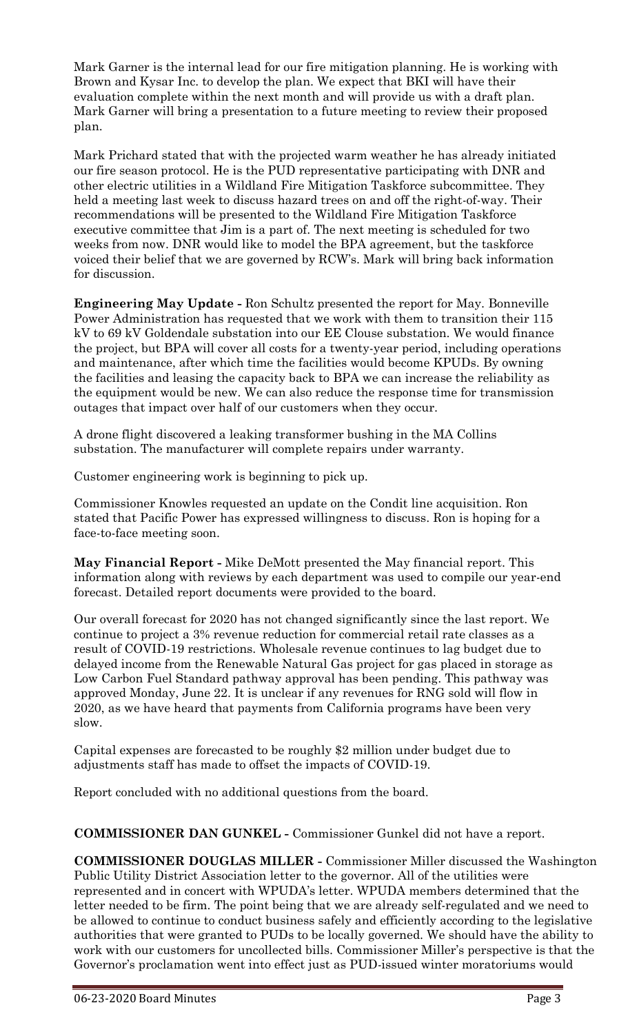Mark Garner is the internal lead for our fire mitigation planning. He is working with Brown and Kysar Inc. to develop the plan. We expect that BKI will have their evaluation complete within the next month and will provide us with a draft plan. Mark Garner will bring a presentation to a future meeting to review their proposed plan.

Mark Prichard stated that with the projected warm weather he has already initiated our fire season protocol. He is the PUD representative participating with DNR and other electric utilities in a Wildland Fire Mitigation Taskforce subcommittee. They held a meeting last week to discuss hazard trees on and off the right-of-way. Their recommendations will be presented to the Wildland Fire Mitigation Taskforce executive committee that Jim is a part of. The next meeting is scheduled for two weeks from now. DNR would like to model the BPA agreement, but the taskforce voiced their belief that we are governed by RCW's. Mark will bring back information for discussion.

**Engineering May Update -** Ron Schultz presented the report for May. Bonneville Power Administration has requested that we work with them to transition their 115 kV to 69 kV Goldendale substation into our EE Clouse substation. We would finance the project, but BPA will cover all costs for a twenty-year period, including operations and maintenance, after which time the facilities would become KPUDs. By owning the facilities and leasing the capacity back to BPA we can increase the reliability as the equipment would be new. We can also reduce the response time for transmission outages that impact over half of our customers when they occur.

A drone flight discovered a leaking transformer bushing in the MA Collins substation. The manufacturer will complete repairs under warranty.

Customer engineering work is beginning to pick up.

Commissioner Knowles requested an update on the Condit line acquisition. Ron stated that Pacific Power has expressed willingness to discuss. Ron is hoping for a face-to-face meeting soon.

**May Financial Report -** Mike DeMott presented the May financial report. This information along with reviews by each department was used to compile our year-end forecast. Detailed report documents were provided to the board.

Our overall forecast for 2020 has not changed significantly since the last report. We continue to project a 3% revenue reduction for commercial retail rate classes as a result of COVID-19 restrictions. Wholesale revenue continues to lag budget due to delayed income from the Renewable Natural Gas project for gas placed in storage as Low Carbon Fuel Standard pathway approval has been pending. This pathway was approved Monday, June 22. It is unclear if any revenues for RNG sold will flow in 2020, as we have heard that payments from California programs have been very slow.

Capital expenses are forecasted to be roughly $2 million under budget due to adjustments staff has made to offset the impacts of COVID-19.

Report concluded with no additional questions from the board.

**COMMISSIONER DAN GUNKEL -** Commissioner Gunkel did not have a report.

**COMMISSIONER DOUGLAS MILLER -** Commissioner Miller discussed the Washington Public Utility District Association letter to the governor. All of the utilities were represented and in concert with WPUDA's letter. WPUDA members determined that the letter needed to be firm. The point being that we are already self-regulated and we need to be allowed to continue to conduct business safely and efficiently according to the legislative authorities that were granted to PUDs to be locally governed. We should have the ability to work with our customers for uncollected bills. Commissioner Miller's perspective is that the Governor's proclamation went into effect just as PUD-issued winter moratoriums would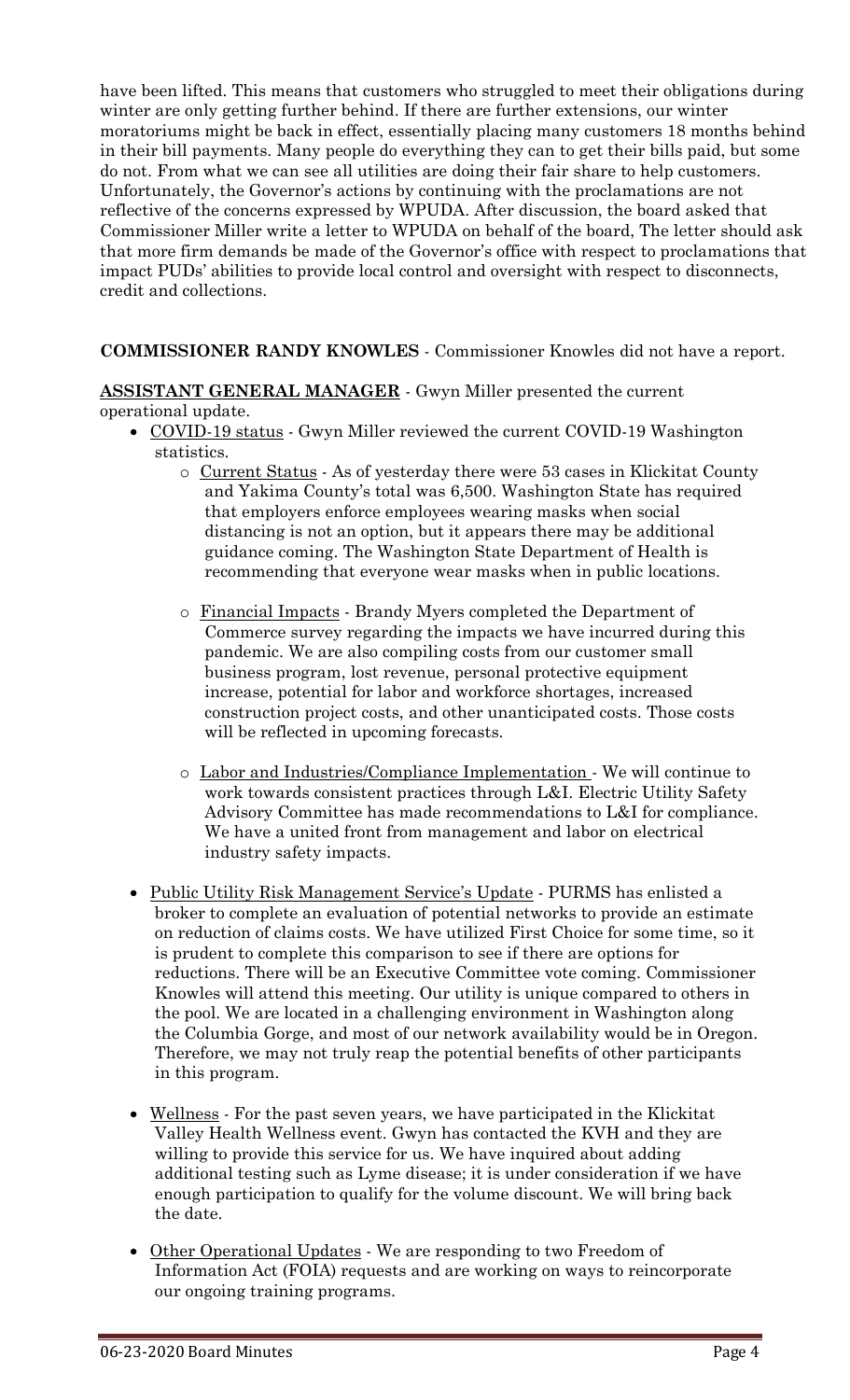have been lifted. This means that customers who struggled to meet their obligations during winter are only getting further behind. If there are further extensions, our winter moratoriums might be back in effect, essentially placing many customers 18 months behind in their bill payments. Many people do everything they can to get their bills paid, but some do not. From what we can see all utilities are doing their fair share to help customers. Unfortunately, the Governor's actions by continuing with the proclamations are not reflective of the concerns expressed by WPUDA. After discussion, the board asked that Commissioner Miller write a letter to WPUDA on behalf of the board, The letter should ask that more firm demands be made of the Governor's office with respect to proclamations that impact PUDs' abilities to provide local control and oversight with respect to disconnects, credit and collections.

**COMMISSIONER RANDY KNOWLES** - Commissioner Knowles did not have a report.

**ASSISTANT GENERAL MANAGER** - Gwyn Miller presented the current operational update.

- COVID-19 status - Gwyn Miller reviewed the current COVID-19 Washington statistics.
  - Current Status - As of yesterday there were 53 cases in Klickitat County and Yakima County's total was 6,500. Washington State has required that employers enforce employees wearing masks when social distancing is not an option, but it appears there may be additional guidance coming. The Washington State Department of Health is recommending that everyone wear masks when in public locations.
  - Financial Impacts - Brandy Myers completed the Department of Commerce survey regarding the impacts we have incurred during this pandemic. We are also compiling costs from our customer small business program, lost revenue, personal protective equipment increase, potential for labor and workforce shortages, increased construction project costs, and other unanticipated costs. Those costs will be reflected in upcoming forecasts.
  - Labor and Industries/Compliance Implementation - We will continue to work towards consistent practices through L&I. Electric Utility Safety Advisory Committee has made recommendations to L&I for compliance. We have a united front from management and labor on electrical industry safety impacts.
- Public Utility Risk Management Service's Update - PURMS has enlisted a broker to complete an evaluation of potential networks to provide an estimate on reduction of claims costs. We have utilized First Choice for some time, so it is prudent to complete this comparison to see if there are options for reductions. There will be an Executive Committee vote coming. Commissioner Knowles will attend this meeting. Our utility is unique compared to others in the pool. We are located in a challenging environment in Washington along the Columbia Gorge, and most of our network availability would be in Oregon. Therefore, we may not truly reap the potential benefits of other participants in this program.
- Wellness - For the past seven years, we have participated in the Klickitat Valley Health Wellness event. Gwyn has contacted the KVH and they are willing to provide this service for us. We have inquired about adding additional testing such as Lyme disease; it is under consideration if we have enough participation to qualify for the volume discount. We will bring back the date.
- Other Operational Updates - We are responding to two Freedom of Information Act (FOIA) requests and are working on ways to reincorporate our ongoing training programs.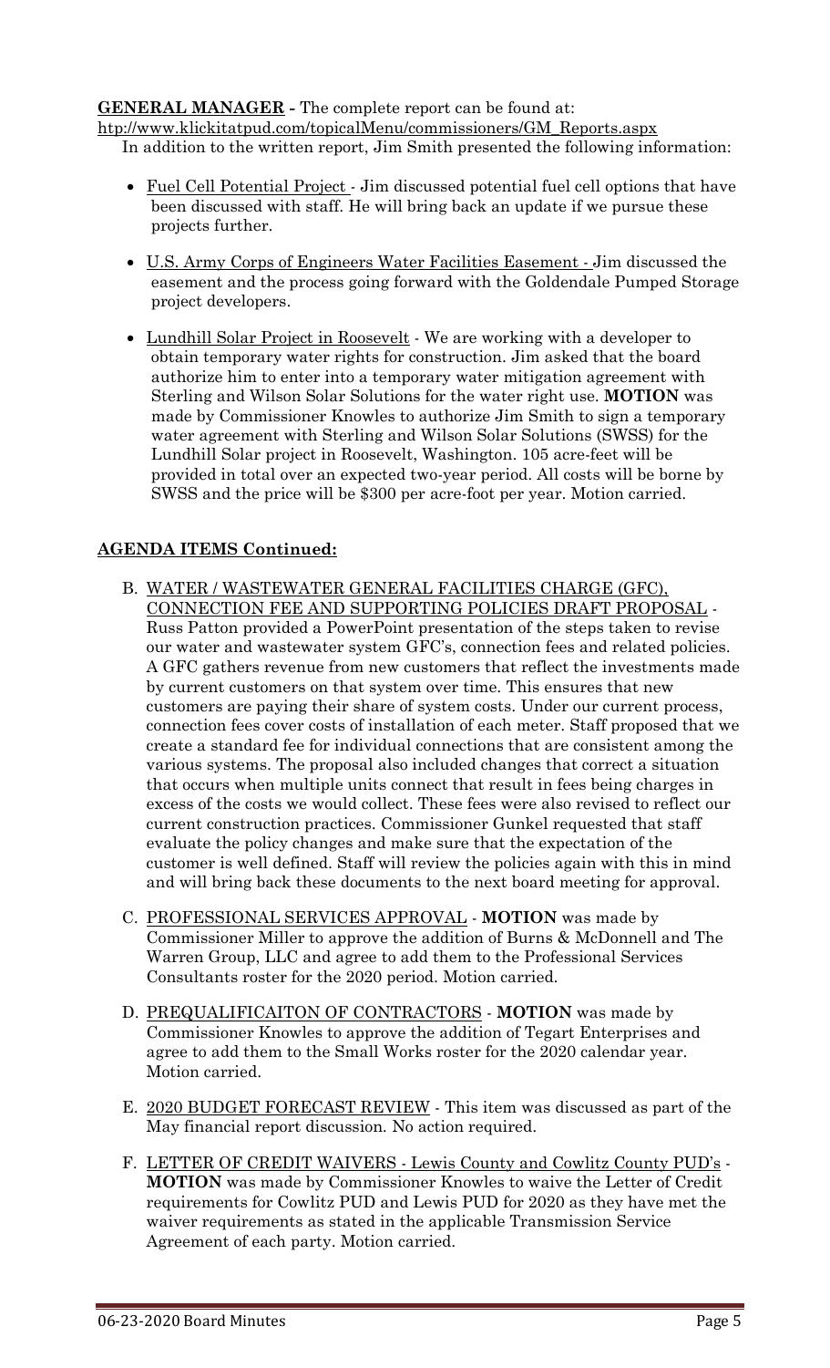**GENERAL MANAGER** - The complete report can be found at: http://www.klickitatpud.com/topicalMenu/commissioners/GM_Reports.aspx

In addition to the written report, Jim Smith presented the following information:

- Fuel Cell Potential Project - Jim discussed potential fuel cell options that have been discussed with staff. He will bring back an update if we pursue these projects further.
- U.S. Army Corps of Engineers Water Facilities Easement - Jim discussed the easement and the process going forward with the Goldendale Pumped Storage project developers.
- Lundhill Solar Project in Roosevelt - We are working with a developer to obtain temporary water rights for construction. Jim asked that the board authorize him to enter into a temporary water mitigation agreement with Sterling and Wilson Solar Solutions for the water right use. **MOTION** was made by Commissioner Knowles to authorize Jim Smith to sign a temporary water agreement with Sterling and Wilson Solar Solutions (SWSS) for the Lundhill Solar project in Roosevelt, Washington. 105 acre-feet will be provided in total over an expected two-year period. All costs will be borne by SWSS and the price will be $300 per acre-foot per year. Motion carried.

**AGENDA ITEMS Continued:**

B. WATER / WASTEWATER GENERAL FACILITIES CHARGE (GFC), CONNECTION FEE AND SUPPORTING POLICIES DRAFT PROPOSAL - Russ Patton provided a PowerPoint presentation of the steps taken to revise our water and wastewater system GFC's, connection fees and related policies. A GFC gathers revenue from new customers that reflect the investments made by current customers on that system over time. This ensures that new customers are paying their share of system costs. Under our current process, connection fees cover costs of installation of each meter. Staff proposed that we create a standard fee for individual connections that are consistent among the various systems. The proposal also included changes that correct a situation that occurs when multiple units connect that result in fees being charges in excess of the costs we would collect. These fees were also revised to reflect our current construction practices. Commissioner Gunkel requested that staff evaluate the policy changes and make sure that the expectation of the customer is well defined. Staff will review the policies again with this in mind and will bring back these documents to the next board meeting for approval.

C. PROFESSIONAL SERVICES APPROVAL - **MOTION** was made by Commissioner Miller to approve the addition of Burns & McDonnell and The Warren Group, LLC and agree to add them to the Professional Services Consultants roster for the 2020 period. Motion carried.

D. PREQUALIFICAITON OF CONTRACTORS - **MOTION** was made by Commissioner Knowles to approve the addition of Tegart Enterprises and agree to add them to the Small Works roster for the 2020 calendar year. Motion carried.

E. 2020 BUDGET FORECAST REVIEW - This item was discussed as part of the May financial report discussion. No action required.

F. LETTER OF CREDIT WAIVERS - Lewis County and Cowlitz County PUD's - **MOTION** was made by Commissioner Knowles to waive the Letter of Credit requirements for Cowlitz PUD and Lewis PUD for 2020 as they have met the waiver requirements as stated in the applicable Transmission Service Agreement of each party. Motion carried.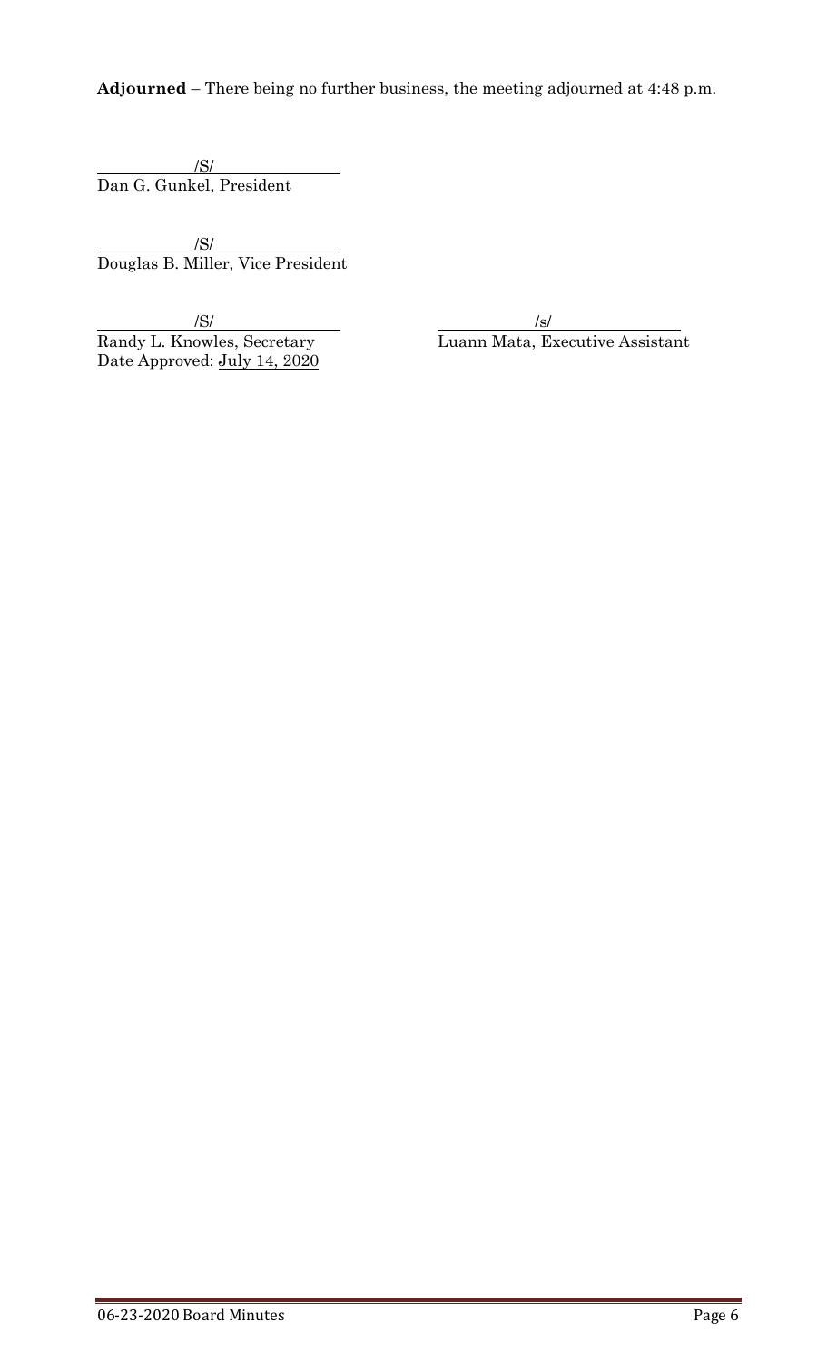**Adjourned** – There being no further business, the meeting adjourned at 4:48 p.m.

/S/
Dan G. Gunkel, President

/S/
Douglas B. Miller, Vice President

/S/
Randy L. Knowles, Secretary
Date Approved: July 14, 2020

/s/
Luann Mata, Executive Assistant